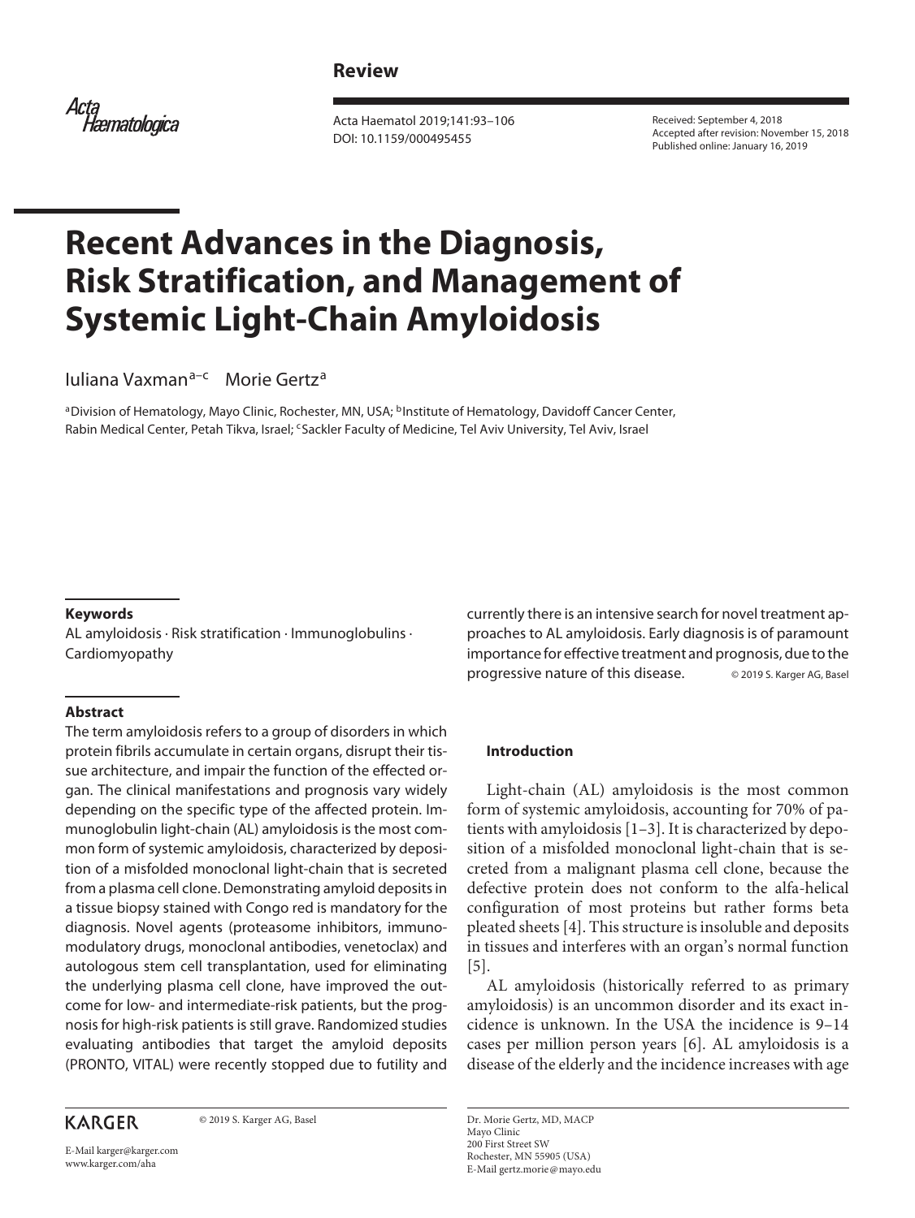Review

Received: September 4, 2018
Accepted after revision: November 15, 2018
Published online: January 16, 2019

# Recent Advances in the Diagnosis, Risk Stratification, and Management of Systemic Light-Chain Amyloidosis

Iuliana Vaxman[a–c] Morie Gertz[a]

[a]Division of Hematology, Mayo Clinic, Rochester, MN, USA; [b]Institute of Hematology, Davidoff Cancer Center, Rabin Medical Center, Petah Tikva, Israel; [c]Sackler Faculty of Medicine, Tel Aviv University, Tel Aviv, Israel

## Keywords

AL amyloidosis · Risk stratification · Immunoglobulins · Cardiomyopathy

## Abstract

The term amyloidosis refers to a group of disorders in which protein fibrils accumulate in certain organs, disrupt their tissue architecture, and impair the function of the effected organ. The clinical manifestations and prognosis vary widely depending on the specific type of the affected protein. Immunoglobulin light-chain (AL) amyloidosis is the most common form of systemic amyloidosis, characterized by deposition of a misfolded monoclonal light-chain that is secreted from a plasma cell clone. Demonstrating amyloid deposits in a tissue biopsy stained with Congo red is mandatory for the diagnosis. Novel agents (proteasome inhibitors, immunomodulatory drugs, monoclonal antibodies, venetoclax) and autologous stem cell transplantation, used for eliminating the underlying plasma cell clone, have improved the outcome for low- and intermediate-risk patients, but the prognosis for high-risk patients is still grave. Randomized studies evaluating antibodies that target the amyloid deposits (PRONTO, VITAL) were recently stopped due to futility and currently there is an intensive search for novel treatment approaches to AL amyloidosis. Early diagnosis is of paramount importance for effective treatment and prognosis, due to the progressive nature of this disease.

© 2019 S. Karger AG, Basel

## Introduction

Light-chain (AL) amyloidosis is the most common form of systemic amyloidosis, accounting for 70% of patients with amyloidosis [1–3]. It is characterized by deposition of a misfolded monoclonal light-chain that is secreted from a malignant plasma cell clone, because the defective protein does not conform to the alfa-helical configuration of most proteins but rather forms beta pleated sheets [4]. This structure is insoluble and deposits in tissues and interferes with an organ's normal function [5].

AL amyloidosis (historically referred to as primary amyloidosis) is an uncommon disorder and its exact incidence is unknown. In the USA the incidence is 9–14 cases per million person years [6]. AL amyloidosis is a disease of the elderly and the incidence increases with age

KARGER

© 2019 S. Karger AG, Basel

E-Mail karger@karger.com
www.karger.com/aha

Dr. Morie Gertz, MD, MACP
Mayo Clinic
200 First Street SW
Rochester, MN 55905 (USA)
E-Mail gertz.morie@mayo.edu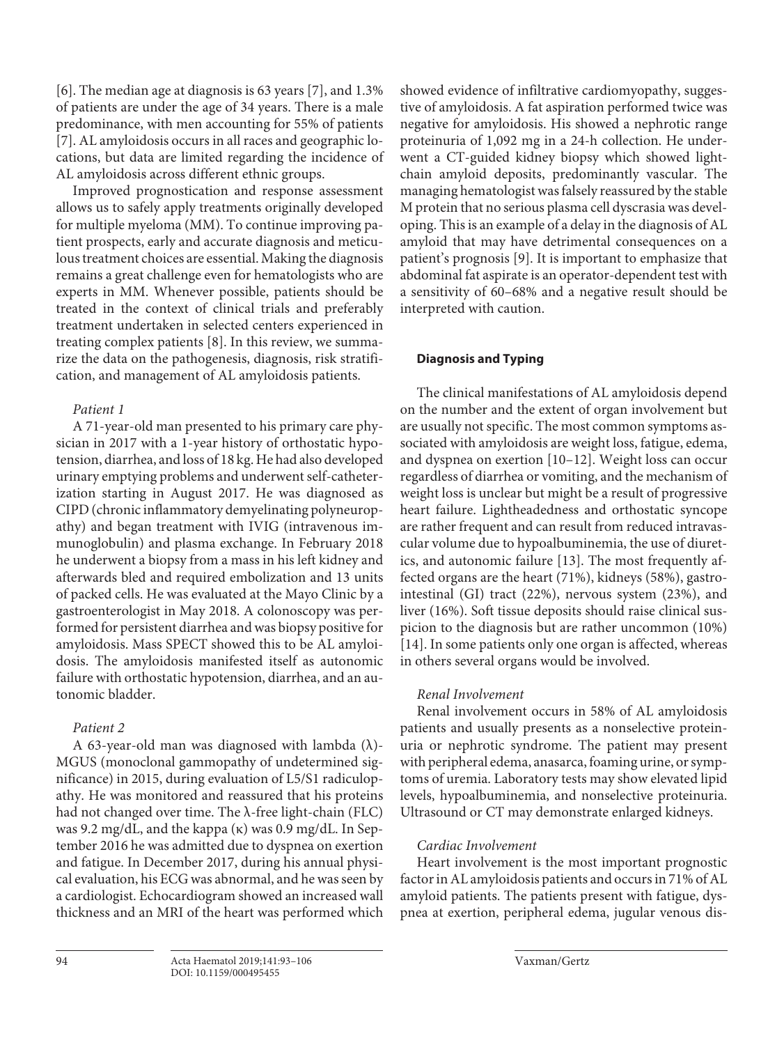[6]. The median age at diagnosis is 63 years [7], and 1.3% of patients are under the age of 34 years. There is a male predominance, with men accounting for 55% of patients [7]. AL amyloidosis occurs in all races and geographic locations, but data are limited regarding the incidence of AL amyloidosis across different ethnic groups.

Improved prognostication and response assessment allows us to safely apply treatments originally developed for multiple myeloma (MM). To continue improving patient prospects, early and accurate diagnosis and meticulous treatment choices are essential. Making the diagnosis remains a great challenge even for hematologists who are experts in MM. Whenever possible, patients should be treated in the context of clinical trials and preferably treatment undertaken in selected centers experienced in treating complex patients [8]. In this review, we summarize the data on the pathogenesis, diagnosis, risk stratification, and management of AL amyloidosis patients.

*Patient 1*

A 71-year-old man presented to his primary care physician in 2017 with a 1-year history of orthostatic hypotension, diarrhea, and loss of 18 kg. He had also developed urinary emptying problems and underwent self-catheterization starting in August 2017. He was diagnosed as CIPD (chronic inflammatory demyelinating polyneuropathy) and began treatment with IVIG (intravenous immunoglobulin) and plasma exchange. In February 2018 he underwent a biopsy from a mass in his left kidney and afterwards bled and required embolization and 13 units of packed cells. He was evaluated at the Mayo Clinic by a gastroenterologist in May 2018. A colonoscopy was performed for persistent diarrhea and was biopsy positive for amyloidosis. Mass SPECT showed this to be AL amyloidosis. The amyloidosis manifested itself as autonomic failure with orthostatic hypotension, diarrhea, and an autonomic bladder.

*Patient 2*

A 63-year-old man was diagnosed with lambda (λ)-MGUS (monoclonal gammopathy of undetermined significance) in 2015, during evaluation of L5/S1 radiculopathy. He was monitored and reassured that his proteins had not changed over time. The λ-free light-chain (FLC) was 9.2 mg/dL, and the kappa (κ) was 0.9 mg/dL. In September 2016 he was admitted due to dyspnea on exertion and fatigue. In December 2017, during his annual physical evaluation, his ECG was abnormal, and he was seen by a cardiologist. Echocardiogram showed an increased wall thickness and an MRI of the heart was performed which showed evidence of infiltrative cardiomyopathy, suggestive of amyloidosis. A fat aspiration performed twice was negative for amyloidosis. His showed a nephrotic range proteinuria of 1,092 mg in a 24-h collection. He underwent a CT-guided kidney biopsy which showed light-chain amyloid deposits, predominantly vascular. The managing hematologist was falsely reassured by the stable M protein that no serious plasma cell dyscrasia was developing. This is an example of a delay in the diagnosis of AL amyloid that may have detrimental consequences on a patient's prognosis [9]. It is important to emphasize that abdominal fat aspirate is an operator-dependent test with a sensitivity of 60–68% and a negative result should be interpreted with caution.

## Diagnosis and Typing

The clinical manifestations of AL amyloidosis depend on the number and the extent of organ involvement but are usually not specific. The most common symptoms associated with amyloidosis are weight loss, fatigue, edema, and dyspnea on exertion [10–12]. Weight loss can occur regardless of diarrhea or vomiting, and the mechanism of weight loss is unclear but might be a result of progressive heart failure. Lightheadedness and orthostatic syncope are rather frequent and can result from reduced intravascular volume due to hypoalbuminemia, the use of diuretics, and autonomic failure [13]. The most frequently affected organs are the heart (71%), kidneys (58%), gastrointestinal (GI) tract (22%), nervous system (23%), and liver (16%). Soft tissue deposits should raise clinical suspicion to the diagnosis but are rather uncommon (10%) [14]. In some patients only one organ is affected, whereas in others several organs would be involved.

### *Renal Involvement*

Renal involvement occurs in 58% of AL amyloidosis patients and usually presents as a nonselective proteinuria or nephrotic syndrome. The patient may present with peripheral edema, anasarca, foaming urine, or symptoms of uremia. Laboratory tests may show elevated lipid levels, hypoalbuminemia, and nonselective proteinuria. Ultrasound or CT may demonstrate enlarged kidneys.

### *Cardiac Involvement*

Heart involvement is the most important prognostic factor in AL amyloidosis patients and occurs in 71% of AL amyloid patients. The patients present with fatigue, dyspnea at exertion, peripheral edema, jugular venous dis-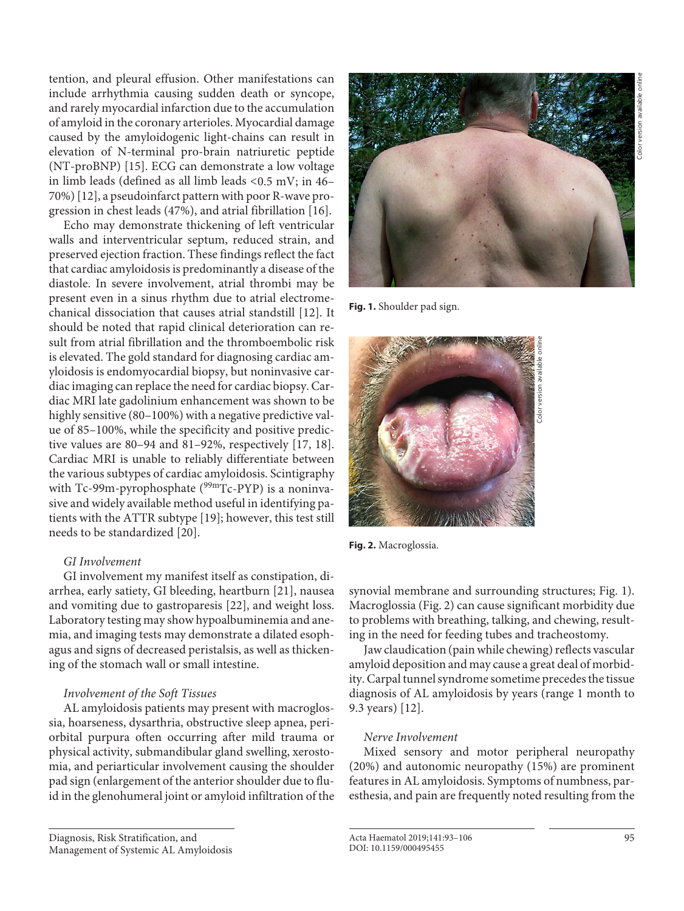tention, and pleural effusion. Other manifestations can include arrhythmia causing sudden death or syncope, and rarely myocardial infarction due to the accumulation of amyloid in the coronary arterioles. Myocardial damage caused by the amyloidogenic light-chains can result in elevation of N-terminal pro-brain natriuretic peptide (NT-proBNP) [15]. ECG can demonstrate a low voltage in limb leads (defined as all limb leads <0.5 mV; in 46–70%) [12], a pseudoinfarct pattern with poor R-wave progression in chest leads (47%), and atrial fibrillation [16].

Echo may demonstrate thickening of left ventricular walls and interventricular septum, reduced strain, and preserved ejection fraction. These findings reflect the fact that cardiac amyloidosis is predominantly a disease of the diastole. In severe involvement, atrial thrombi may be present even in a sinus rhythm due to atrial electromechanical dissociation that causes atrial standstill [12]. It should be noted that rapid clinical deterioration can result from atrial fibrillation and the thromboembolic risk is elevated. The gold standard for diagnosing cardiac amyloidosis is endomyocardial biopsy, but noninvasive cardiac imaging can replace the need for cardiac biopsy. Cardiac MRI late gadolinium enhancement was shown to be highly sensitive (80–100%) with a negative predictive value of 85–100%, while the specificity and positive predictive values are 80–94 and 81–92%, respectively [17, 18]. Cardiac MRI is unable to reliably differentiate between the various subtypes of cardiac amyloidosis. Scintigraphy with Tc-99m-pyrophosphate ($^{99m}$Tc-PYP) is a noninvasive and widely available method useful in identifying patients with the ATTR subtype [19]; however, this test still needs to be standardized [20].

*GI Involvement*

GI involvement my manifest itself as constipation, diarrhea, early satiety, GI bleeding, heartburn [21], nausea and vomiting due to gastroparesis [22], and weight loss. Laboratory testing may show hypoalbuminemia and anemia, and imaging tests may demonstrate a dilated esophagus and signs of decreased peristalsis, as well as thickening of the stomach wall or small intestine.

*Involvement of the Soft Tissues*

AL amyloidosis patients may present with macroglossia, hoarseness, dysarthria, obstructive sleep apnea, periorbital purpura often occurring after mild trauma or physical activity, submandibular gland swelling, xerostomia, and periarticular involvement causing the shoulder pad sign (enlargement of the anterior shoulder due to fluid in the glenohumeral joint or amyloid infiltration of the synovial membrane and surrounding structures; Fig. 1). Macroglossia (Fig. 2) can cause significant morbidity due to problems with breathing, talking, and chewing, resulting in the need for feeding tubes and tracheostomy.

**Fig. 1.** Shoulder pad sign.

**Fig. 2.** Macroglossia.

Jaw claudication (pain while chewing) reflects vascular amyloid deposition and may cause a great deal of morbidity. Carpal tunnel syndrome sometime precedes the tissue diagnosis of AL amyloidosis by years (range 1 month to 9.3 years) [12].

*Nerve Involvement*

Mixed sensory and motor peripheral neuropathy (20%) and autonomic neuropathy (15%) are prominent features in AL amyloidosis. Symptoms of numbness, paresthesia, and pain are frequently noted resulting from the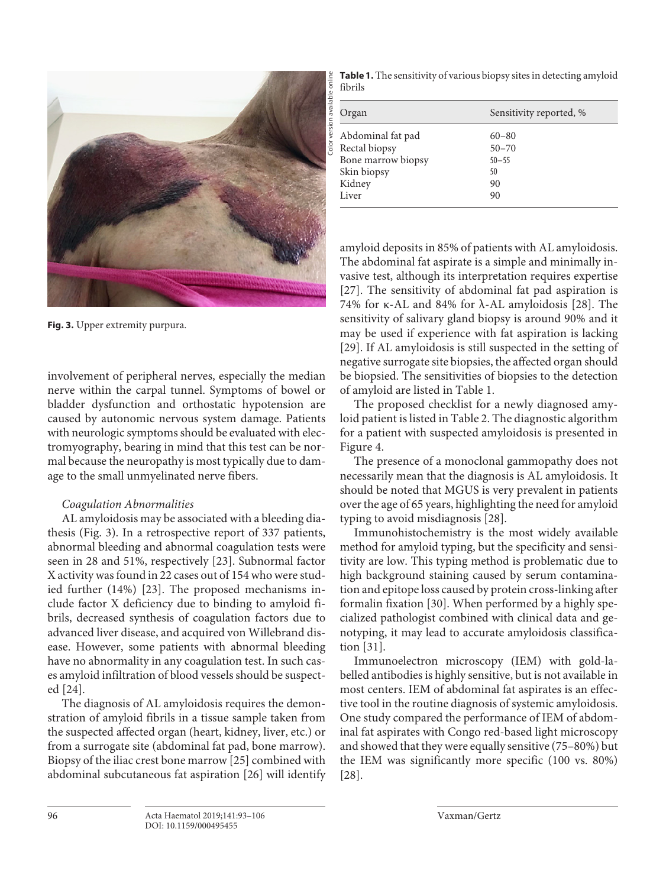**Fig. 3.** Upper extremity purpura.

involvement of peripheral nerves, especially the median nerve within the carpal tunnel. Symptoms of bowel or bladder dysfunction and orthostatic hypotension are caused by autonomic nervous system damage. Patients with neurologic symptoms should be evaluated with electromyography, bearing in mind that this test can be normal because the neuropathy is most typically due to damage to the small unmyelinated nerve fibers.

*Coagulation Abnormalities*

AL amyloidosis may be associated with a bleeding diathesis (Fig. 3). In a retrospective report of 337 patients, abnormal bleeding and abnormal coagulation tests were seen in 28 and 51%, respectively [23]. Subnormal factor X activity was found in 22 cases out of 154 who were studied further (14%) [23]. The proposed mechanisms include factor X deficiency due to binding to amyloid fibrils, decreased synthesis of coagulation factors due to advanced liver disease, and acquired von Willebrand disease. However, some patients with abnormal bleeding have no abnormality in any coagulation test. In such cases amyloid infiltration of blood vessels should be suspected [24].

The diagnosis of AL amyloidosis requires the demonstration of amyloid fibrils in a tissue sample taken from the suspected affected organ (heart, kidney, liver, etc.) or from a surrogate site (abdominal fat pad, bone marrow). Biopsy of the iliac crest bone marrow [25] combined with abdominal subcutaneous fat aspiration [26] will identify amyloid deposits in 85% of patients with AL amyloidosis. The abdominal fat aspirate is a simple and minimally invasive test, although its interpretation requires expertise [27]. The sensitivity of abdominal fat pad aspiration is 74% for κ-AL and 84% for λ-AL amyloidosis [28]. The sensitivity of salivary gland biopsy is around 90% and it may be used if experience with fat aspiration is lacking [29]. If AL amyloidosis is still suspected in the setting of negative surrogate site biopsies, the affected organ should be biopsied. The sensitivities of biopsies to the detection of amyloid are listed in Table 1.

**Table 1.** The sensitivity of various biopsy sites in detecting amyloid fibrils

| Organ | Sensitivity reported, % |
|---|---|
| Abdominal fat pad | 60–80 |
| Rectal biopsy | 50–70 |
| Bone marrow biopsy | 50–55 |
| Skin biopsy | 50 |
| Kidney | 90 |
| Liver | 90 |

The proposed checklist for a newly diagnosed amyloid patient is listed in Table 2. The diagnostic algorithm for a patient with suspected amyloidosis is presented in Figure 4.

The presence of a monoclonal gammopathy does not necessarily mean that the diagnosis is AL amyloidosis. It should be noted that MGUS is very prevalent in patients over the age of 65 years, highlighting the need for amyloid typing to avoid misdiagnosis [28].

Immunohistochemistry is the most widely available method for amyloid typing, but the specificity and sensitivity are low. This typing method is problematic due to high background staining caused by serum contamination and epitope loss caused by protein cross-linking after formalin fixation [30]. When performed by a highly specialized pathologist combined with clinical data and genotyping, it may lead to accurate amyloidosis classification [31].

Immunoelectron microscopy (IEM) with gold-labelled antibodies is highly sensitive, but is not available in most centers. IEM of abdominal fat aspirates is an effective tool in the routine diagnosis of systemic amyloidosis. One study compared the performance of IEM of abdominal fat aspirates with Congo red-based light microscopy and showed that they were equally sensitive (75–80%) but the IEM was significantly more specific (100 vs. 80%) [28].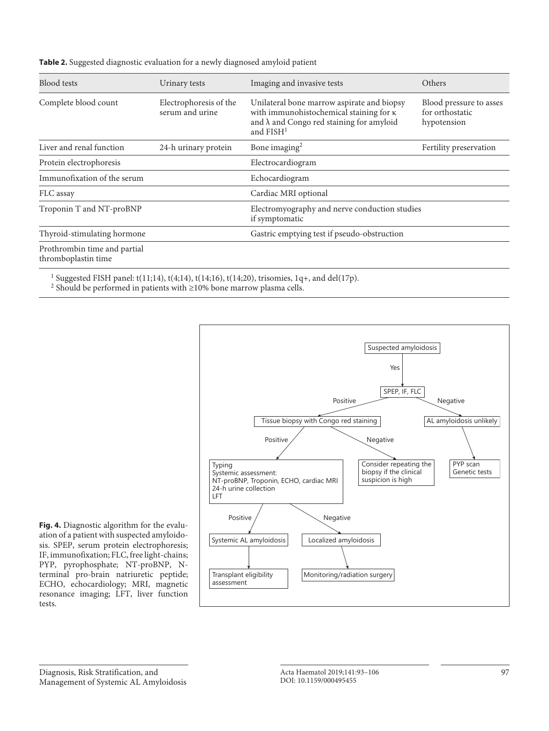**Table 2.** Suggested diagnostic evaluation for a newly diagnosed amyloid patient

| Blood tests | Urinary tests | Imaging and invasive tests | Others |
|---|---|---|---|
| Complete blood count | Electrophoresis of the serum and urine | Unilateral bone marrow aspirate and biopsy with immunohistochemical staining for κ and λ and Congo red staining for amyloid and FISH[1] | Blood pressure to asses for orthostatic hypotension |
| Liver and renal function | 24-h urinary protein | Bone imaging[2] | Fertility preservation |
| Protein electrophoresis | | Electrocardiogram | |
| Immunofixation of the serum | | Echocardiogram | |
| FLC assay | | Cardiac MRI optional | |
| Troponin T and NT-proBNP | | Electromyography and nerve conduction studies if symptomatic | |
| Thyroid-stimulating hormone | | Gastric emptying test if pseudo-obstruction | |
| Prothrombin time and partial thromboplastin time | | | |

[1] Suggested FISH panel: t(11;14), t(4;14), t(14;16), t(14;20), trisomies, 1q+, and del(17p).
[2] Should be performed in patients with ≥10% bone marrow plasma cells.

**Fig. 4.** Diagnostic algorithm for the evaluation of a patient with suspected amyloidosis. SPEP, serum protein electrophoresis; IF, immunofixation; FLC, free light-chains; PYP, pyrophosphate; NT-proBNP, N-terminal pro-brain natriuretic peptide; ECHO, echocardiology; MRI, magnetic resonance imaging; LFT, liver function tests.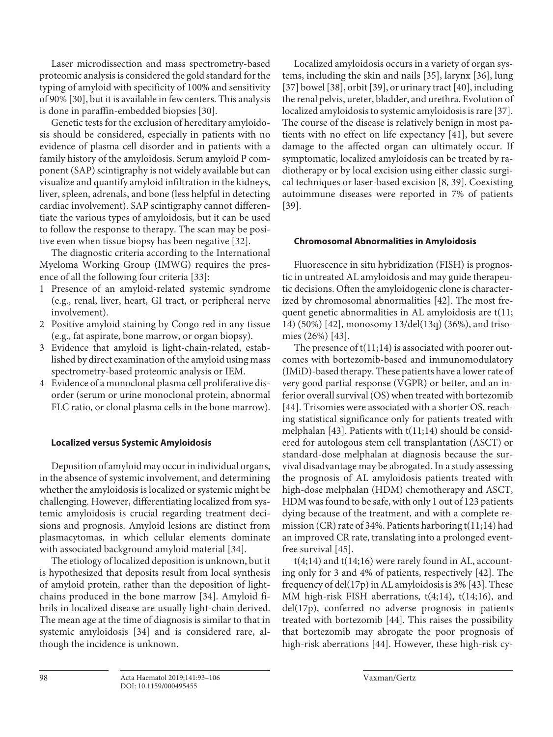Laser microdissection and mass spectrometry-based proteomic analysis is considered the gold standard for the typing of amyloid with specificity of 100% and sensitivity of 90% [30], but it is available in few centers. This analysis is done in paraffin-embedded biopsies [30].

Genetic tests for the exclusion of hereditary amyloidosis should be considered, especially in patients with no evidence of plasma cell disorder and in patients with a family history of the amyloidosis. Serum amyloid P component (SAP) scintigraphy is not widely available but can visualize and quantify amyloid infiltration in the kidneys, liver, spleen, adrenals, and bone (less helpful in detecting cardiac involvement). SAP scintigraphy cannot differentiate the various types of amyloidosis, but it can be used to follow the response to therapy. The scan may be positive even when tissue biopsy has been negative [32].

The diagnostic criteria according to the International Myeloma Working Group (IMWG) requires the presence of all the following four criteria [33]:

1. Presence of an amyloid-related systemic syndrome (e.g., renal, liver, heart, GI tract, or peripheral nerve involvement).
2. Positive amyloid staining by Congo red in any tissue (e.g., fat aspirate, bone marrow, or organ biopsy).
3. Evidence that amyloid is light-chain-related, established by direct examination of the amyloid using mass spectrometry-based proteomic analysis or IEM.
4. Evidence of a monoclonal plasma cell proliferative disorder (serum or urine monoclonal protein, abnormal FLC ratio, or clonal plasma cells in the bone marrow).

### Localized versus Systemic Amyloidosis

Deposition of amyloid may occur in individual organs, in the absence of systemic involvement, and determining whether the amyloidosis is localized or systemic might be challenging. However, differentiating localized from systemic amyloidosis is crucial regarding treatment decisions and prognosis. Amyloid lesions are distinct from plasmacytomas, in which cellular elements dominate with associated background amyloid material [34].

The etiology of localized deposition is unknown, but it is hypothesized that deposits result from local synthesis of amyloid protein, rather than the deposition of light-chains produced in the bone marrow [34]. Amyloid fibrils in localized disease are usually light-chain derived. The mean age at the time of diagnosis is similar to that in systemic amyloidosis [34] and is considered rare, although the incidence is unknown.

Localized amyloidosis occurs in a variety of organ systems, including the skin and nails [35], larynx [36], lung [37] bowel [38], orbit [39], or urinary tract [40], including the renal pelvis, ureter, bladder, and urethra. Evolution of localized amyloidosis to systemic amyloidosis is rare [37]. The course of the disease is relatively benign in most patients with no effect on life expectancy [41], but severe damage to the affected organ can ultimately occur. If symptomatic, localized amyloidosis can be treated by radiotherapy or by local excision using either classic surgical techniques or laser-based excision [8, 39]. Coexisting autoimmune diseases were reported in 7% of patients [39].

### Chromosomal Abnormalities in Amyloidosis

Fluorescence in situ hybridization (FISH) is prognostic in untreated AL amyloidosis and may guide therapeutic decisions. Often the amyloidogenic clone is characterized by chromosomal abnormalities [42]. The most frequent genetic abnormalities in AL amyloidosis are t(11;14) (50%) [42], monosomy 13/del(13q) (36%), and trisomies (26%) [43].

The presence of t(11;14) is associated with poorer outcomes with bortezomib-based and immunomodulatory (IMiD)-based therapy. These patients have a lower rate of very good partial response (VGPR) or better, and an inferior overall survival (OS) when treated with bortezomib [44]. Trisomies were associated with a shorter OS, reaching statistical significance only for patients treated with melphalan [43]. Patients with t(11;14) should be considered for autologous stem cell transplantation (ASCT) or standard-dose melphalan at diagnosis because the survival disadvantage may be abrogated. In a study assessing the prognosis of AL amyloidosis patients treated with high-dose melphalan (HDM) chemotherapy and ASCT, HDM was found to be safe, with only 1 out of 123 patients dying because of the treatment, and with a complete remission (CR) rate of 34%. Patients harboring t(11;14) had an improved CR rate, translating into a prolonged event-free survival [45].

t(4;14) and t(14;16) were rarely found in AL, accounting only for 3 and 4% of patients, respectively [42]. The frequency of del(17p) in AL amyloidosis is 3% [43]. These MM high-risk FISH aberrations, t(4;14), t(14;16), and del(17p), conferred no adverse prognosis in patients treated with bortezomib [44]. This raises the possibility that bortezomib may abrogate the poor prognosis of high-risk aberrations [44]. However, these high-risk cy-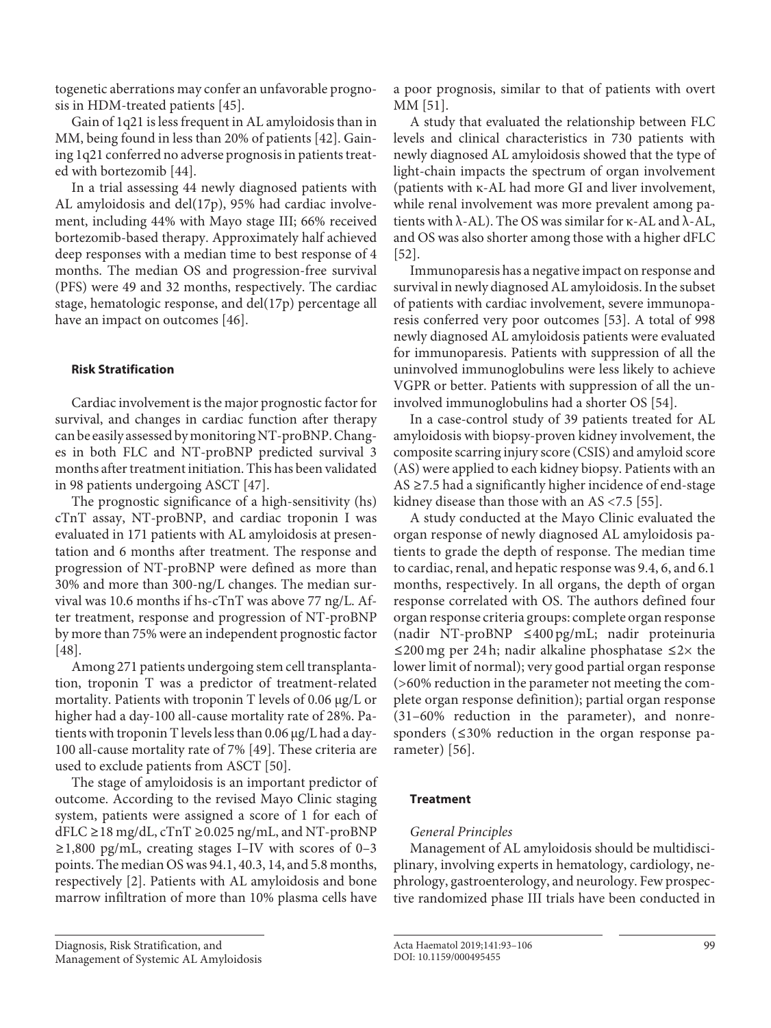togenetic aberrations may confer an unfavorable prognosis in HDM-treated patients [45].

Gain of 1q21 is less frequent in AL amyloidosis than in MM, being found in less than 20% of patients [42]. Gaining 1q21 conferred no adverse prognosis in patients treated with bortezomib [44].

In a trial assessing 44 newly diagnosed patients with AL amyloidosis and del(17p), 95% had cardiac involvement, including 44% with Mayo stage III; 66% received bortezomib-based therapy. Approximately half achieved deep responses with a median time to best response of 4 months. The median OS and progression-free survival (PFS) were 49 and 32 months, respectively. The cardiac stage, hematologic response, and del(17p) percentage all have an impact on outcomes [46].

### Risk Stratification

Cardiac involvement is the major prognostic factor for survival, and changes in cardiac function after therapy can be easily assessed by monitoring NT-proBNP. Changes in both FLC and NT-proBNP predicted survival 3 months after treatment initiation. This has been validated in 98 patients undergoing ASCT [47].

The prognostic significance of a high-sensitivity (hs) cTnT assay, NT-proBNP, and cardiac troponin I was evaluated in 171 patients with AL amyloidosis at presentation and 6 months after treatment. The response and progression of NT-proBNP were defined as more than 30% and more than 300-ng/L changes. The median survival was 10.6 months if hs-cTnT was above 77 ng/L. After treatment, response and progression of NT-proBNP by more than 75% were an independent prognostic factor [48].

Among 271 patients undergoing stem cell transplantation, troponin T was a predictor of treatment-related mortality. Patients with troponin T levels of 0.06 μg/L or higher had a day-100 all-cause mortality rate of 28%. Patients with troponin T levels less than 0.06 μg/L had a day-100 all-cause mortality rate of 7% [49]. These criteria are used to exclude patients from ASCT [50].

The stage of amyloidosis is an important predictor of outcome. According to the revised Mayo Clinic staging system, patients were assigned a score of 1 for each of dFLC ≥18 mg/dL, cTnT ≥0.025 ng/mL, and NT-proBNP ≥1,800 pg/mL, creating stages I–IV with scores of 0–3 points. The median OS was 94.1, 40.3, 14, and 5.8 months, respectively [2]. Patients with AL amyloidosis and bone marrow infiltration of more than 10% plasma cells have a poor prognosis, similar to that of patients with overt MM [51].

A study that evaluated the relationship between FLC levels and clinical characteristics in 730 patients with newly diagnosed AL amyloidosis showed that the type of light-chain impacts the spectrum of organ involvement (patients with κ-AL had more GI and liver involvement, while renal involvement was more prevalent among patients with λ-AL). The OS was similar for κ-AL and λ-AL, and OS was also shorter among those with a higher dFLC [52].

Immunoparesis has a negative impact on response and survival in newly diagnosed AL amyloidosis. In the subset of patients with cardiac involvement, severe immunoparesis conferred very poor outcomes [53]. A total of 998 newly diagnosed AL amyloidosis patients were evaluated for immunoparesis. Patients with suppression of all the uninvolved immunoglobulins were less likely to achieve VGPR or better. Patients with suppression of all the uninvolved immunoglobulins had a shorter OS [54].

In a case-control study of 39 patients treated for AL amyloidosis with biopsy-proven kidney involvement, the composite scarring injury score (CSIS) and amyloid score (AS) were applied to each kidney biopsy. Patients with an AS ≥7.5 had a significantly higher incidence of end-stage kidney disease than those with an AS <7.5 [55].

A study conducted at the Mayo Clinic evaluated the organ response of newly diagnosed AL amyloidosis patients to grade the depth of response. The median time to cardiac, renal, and hepatic response was 9.4, 6, and 6.1 months, respectively. In all organs, the depth of organ response correlated with OS. The authors defined four organ response criteria groups: complete organ response (nadir NT-proBNP ≤400 pg/mL; nadir proteinuria ≤200 mg per 24 h; nadir alkaline phosphatase ≤2× the lower limit of normal); very good partial organ response (>60% reduction in the parameter not meeting the complete organ response definition); partial organ response (31–60% reduction in the parameter), and nonresponders (≤30% reduction in the organ response parameter) [56].

### Treatment

#### *General Principles*

Management of AL amyloidosis should be multidisciplinary, involving experts in hematology, cardiology, nephrology, gastroenterology, and neurology. Few prospective randomized phase III trials have been conducted in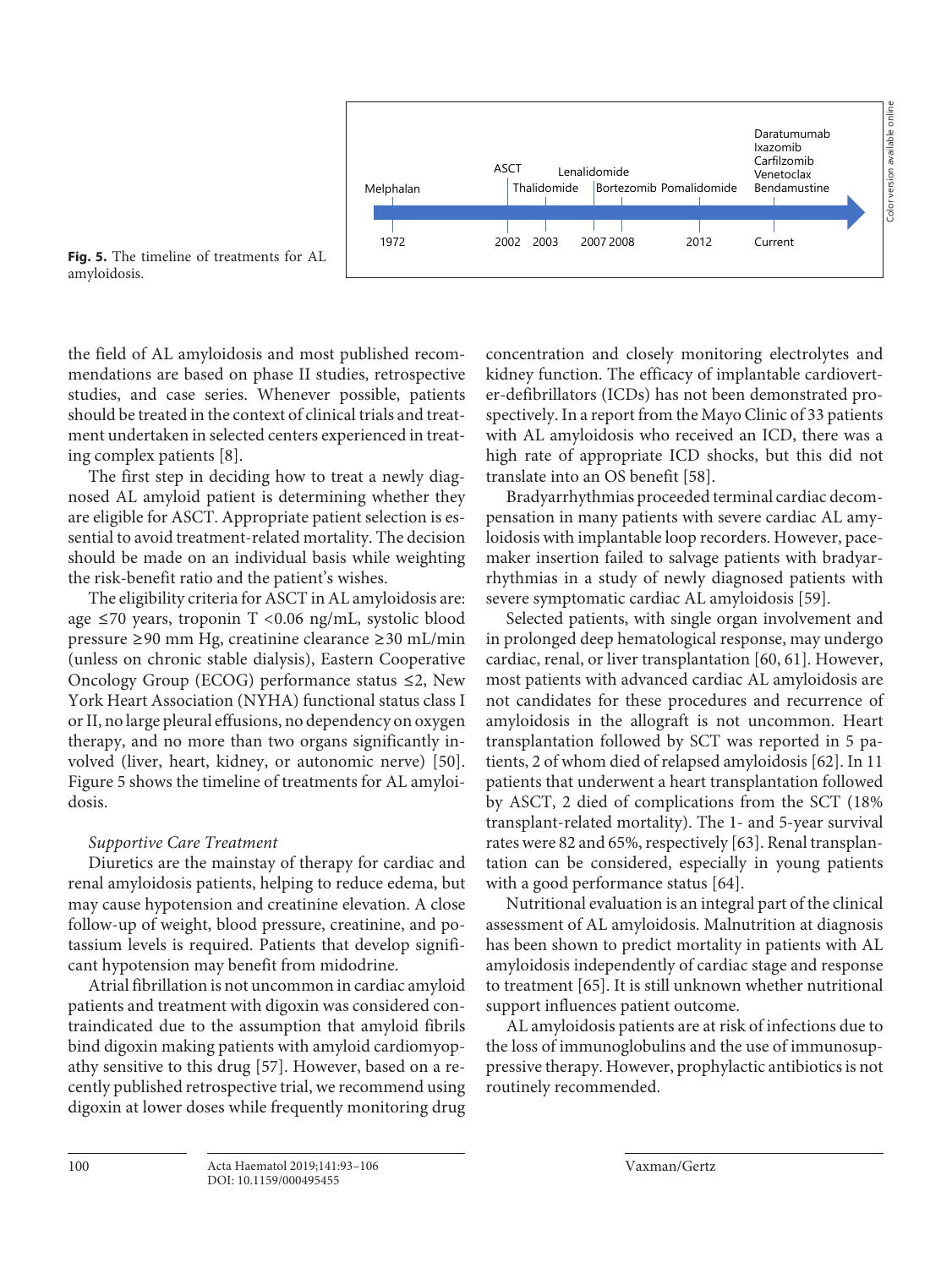Fig. 5. The timeline of treatments for AL amyloidosis.

the field of AL amyloidosis and most published recommendations are based on phase II studies, retrospective studies, and case series. Whenever possible, patients should be treated in the context of clinical trials and treatment undertaken in selected centers experienced in treating complex patients [8].

The first step in deciding how to treat a newly diagnosed AL amyloid patient is determining whether they are eligible for ASCT. Appropriate patient selection is essential to avoid treatment-related mortality. The decision should be made on an individual basis while weighting the risk-benefit ratio and the patient's wishes.

The eligibility criteria for ASCT in AL amyloidosis are: age ≤70 years, troponin T <0.06 ng/mL, systolic blood pressure ≥90 mm Hg, creatinine clearance ≥30 mL/min (unless on chronic stable dialysis), Eastern Cooperative Oncology Group (ECOG) performance status ≤2, New York Heart Association (NYHA) functional status class I or II, no large pleural effusions, no dependency on oxygen therapy, and no more than two organs significantly involved (liver, heart, kidney, or autonomic nerve) [50]. Figure 5 shows the timeline of treatments for AL amyloidosis.

### *Supportive Care Treatment*

Diuretics are the mainstay of therapy for cardiac and renal amyloidosis patients, helping to reduce edema, but may cause hypotension and creatinine elevation. A close follow-up of weight, blood pressure, creatinine, and potassium levels is required. Patients that develop significant hypotension may benefit from midodrine.

Atrial fibrillation is not uncommon in cardiac amyloid patients and treatment with digoxin was considered contraindicated due to the assumption that amyloid fibrils bind digoxin making patients with amyloid cardiomyopathy sensitive to this drug [57]. However, based on a recently published retrospective trial, we recommend using digoxin at lower doses while frequently monitoring drug concentration and closely monitoring electrolytes and kidney function. The efficacy of implantable cardioverter-defibrillators (ICDs) has not been demonstrated prospectively. In a report from the Mayo Clinic of 33 patients with AL amyloidosis who received an ICD, there was a high rate of appropriate ICD shocks, but this did not translate into an OS benefit [58].

Bradyarrhythmias proceeded terminal cardiac decompensation in many patients with severe cardiac AL amyloidosis with implantable loop recorders. However, pacemaker insertion failed to salvage patients with bradyarrhythmias in a study of newly diagnosed patients with severe symptomatic cardiac AL amyloidosis [59].

Selected patients, with single organ involvement and in prolonged deep hematological response, may undergo cardiac, renal, or liver transplantation [60, 61]. However, most patients with advanced cardiac AL amyloidosis are not candidates for these procedures and recurrence of amyloidosis in the allograft is not uncommon. Heart transplantation followed by SCT was reported in 5 patients, 2 of whom died of relapsed amyloidosis [62]. In 11 patients that underwent a heart transplantation followed by ASCT, 2 died of complications from the SCT (18% transplant-related mortality). The 1- and 5-year survival rates were 82 and 65%, respectively [63]. Renal transplantation can be considered, especially in young patients with a good performance status [64].

Nutritional evaluation is an integral part of the clinical assessment of AL amyloidosis. Malnutrition at diagnosis has been shown to predict mortality in patients with AL amyloidosis independently of cardiac stage and response to treatment [65]. It is still unknown whether nutritional support influences patient outcome.

AL amyloidosis patients are at risk of infections due to the loss of immunoglobulins and the use of immunosuppressive therapy. However, prophylactic antibiotics is not routinely recommended.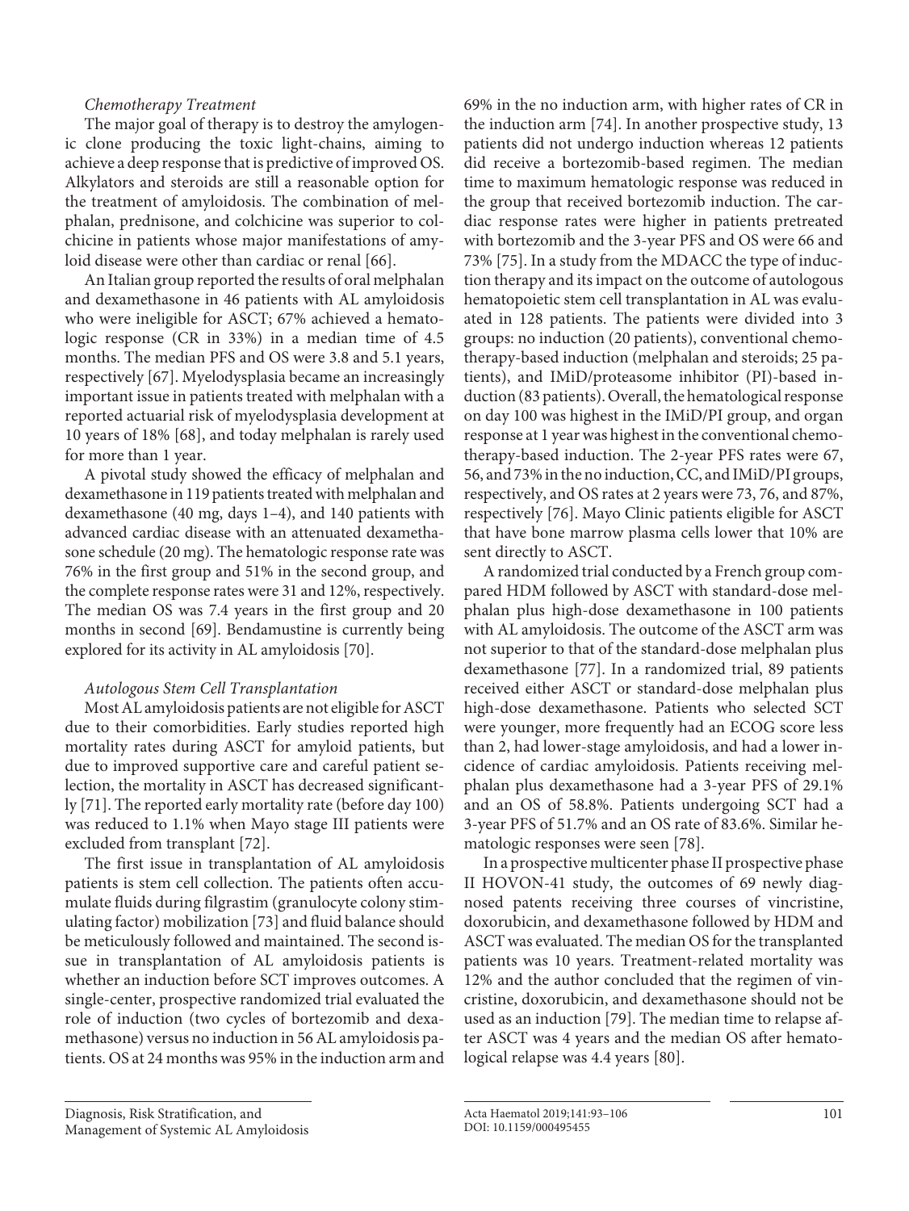*Chemotherapy Treatment*

The major goal of therapy is to destroy the amylogenic clone producing the toxic light-chains, aiming to achieve a deep response that is predictive of improved OS. Alkylators and steroids are still a reasonable option for the treatment of amyloidosis. The combination of melphalan, prednisone, and colchicine was superior to colchicine in patients whose major manifestations of amyloid disease were other than cardiac or renal [66].

An Italian group reported the results of oral melphalan and dexamethasone in 46 patients with AL amyloidosis who were ineligible for ASCT; 67% achieved a hematologic response (CR in 33%) in a median time of 4.5 months. The median PFS and OS were 3.8 and 5.1 years, respectively [67]. Myelodysplasia became an increasingly important issue in patients treated with melphalan with a reported actuarial risk of myelodysplasia development at 10 years of 18% [68], and today melphalan is rarely used for more than 1 year.

A pivotal study showed the efficacy of melphalan and dexamethasone in 119 patients treated with melphalan and dexamethasone (40 mg, days 1–4), and 140 patients with advanced cardiac disease with an attenuated dexamethasone schedule (20 mg). The hematologic response rate was 76% in the first group and 51% in the second group, and the complete response rates were 31 and 12%, respectively. The median OS was 7.4 years in the first group and 20 months in second [69]. Bendamustine is currently being explored for its activity in AL amyloidosis [70].

*Autologous Stem Cell Transplantation*

Most AL amyloidosis patients are not eligible for ASCT due to their comorbidities. Early studies reported high mortality rates during ASCT for amyloid patients, but due to improved supportive care and careful patient selection, the mortality in ASCT has decreased significantly [71]. The reported early mortality rate (before day 100) was reduced to 1.1% when Mayo stage III patients were excluded from transplant [72].

The first issue in transplantation of AL amyloidosis patients is stem cell collection. The patients often accumulate fluids during filgrastim (granulocyte colony stimulating factor) mobilization [73] and fluid balance should be meticulously followed and maintained. The second issue in transplantation of AL amyloidosis patients is whether an induction before SCT improves outcomes. A single-center, prospective randomized trial evaluated the role of induction (two cycles of bortezomib and dexamethasone) versus no induction in 56 AL amyloidosis patients. OS at 24 months was 95% in the induction arm and 69% in the no induction arm, with higher rates of CR in the induction arm [74]. In another prospective study, 13 patients did not undergo induction whereas 12 patients did receive a bortezomib-based regimen. The median time to maximum hematologic response was reduced in the group that received bortezomib induction. The cardiac response rates were higher in patients pretreated with bortezomib and the 3-year PFS and OS were 66 and 73% [75]. In a study from the MDACC the type of induction therapy and its impact on the outcome of autologous hematopoietic stem cell transplantation in AL was evaluated in 128 patients. The patients were divided into 3 groups: no induction (20 patients), conventional chemotherapy-based induction (melphalan and steroids; 25 patients), and IMiD/proteasome inhibitor (PI)-based induction (83 patients). Overall, the hematological response on day 100 was highest in the IMiD/PI group, and organ response at 1 year was highest in the conventional chemotherapy-based induction. The 2-year PFS rates were 67, 56, and 73% in the no induction, CC, and IMiD/PI groups, respectively, and OS rates at 2 years were 73, 76, and 87%, respectively [76]. Mayo Clinic patients eligible for ASCT that have bone marrow plasma cells lower that 10% are sent directly to ASCT.

A randomized trial conducted by a French group compared HDM followed by ASCT with standard-dose melphalan plus high-dose dexamethasone in 100 patients with AL amyloidosis. The outcome of the ASCT arm was not superior to that of the standard-dose melphalan plus dexamethasone [77]. In a randomized trial, 89 patients received either ASCT or standard-dose melphalan plus high-dose dexamethasone. Patients who selected SCT were younger, more frequently had an ECOG score less than 2, had lower-stage amyloidosis, and had a lower incidence of cardiac amyloidosis. Patients receiving melphalan plus dexamethasone had a 3-year PFS of 29.1% and an OS of 58.8%. Patients undergoing SCT had a 3-year PFS of 51.7% and an OS rate of 83.6%. Similar hematologic responses were seen [78].

In a prospective multicenter phase II prospective phase II HOVON-41 study, the outcomes of 69 newly diagnosed patents receiving three courses of vincristine, doxorubicin, and dexamethasone followed by HDM and ASCT was evaluated. The median OS for the transplanted patients was 10 years. Treatment-related mortality was 12% and the author concluded that the regimen of vincristine, doxorubicin, and dexamethasone should not be used as an induction [79]. The median time to relapse after ASCT was 4 years and the median OS after hematological relapse was 4.4 years [80].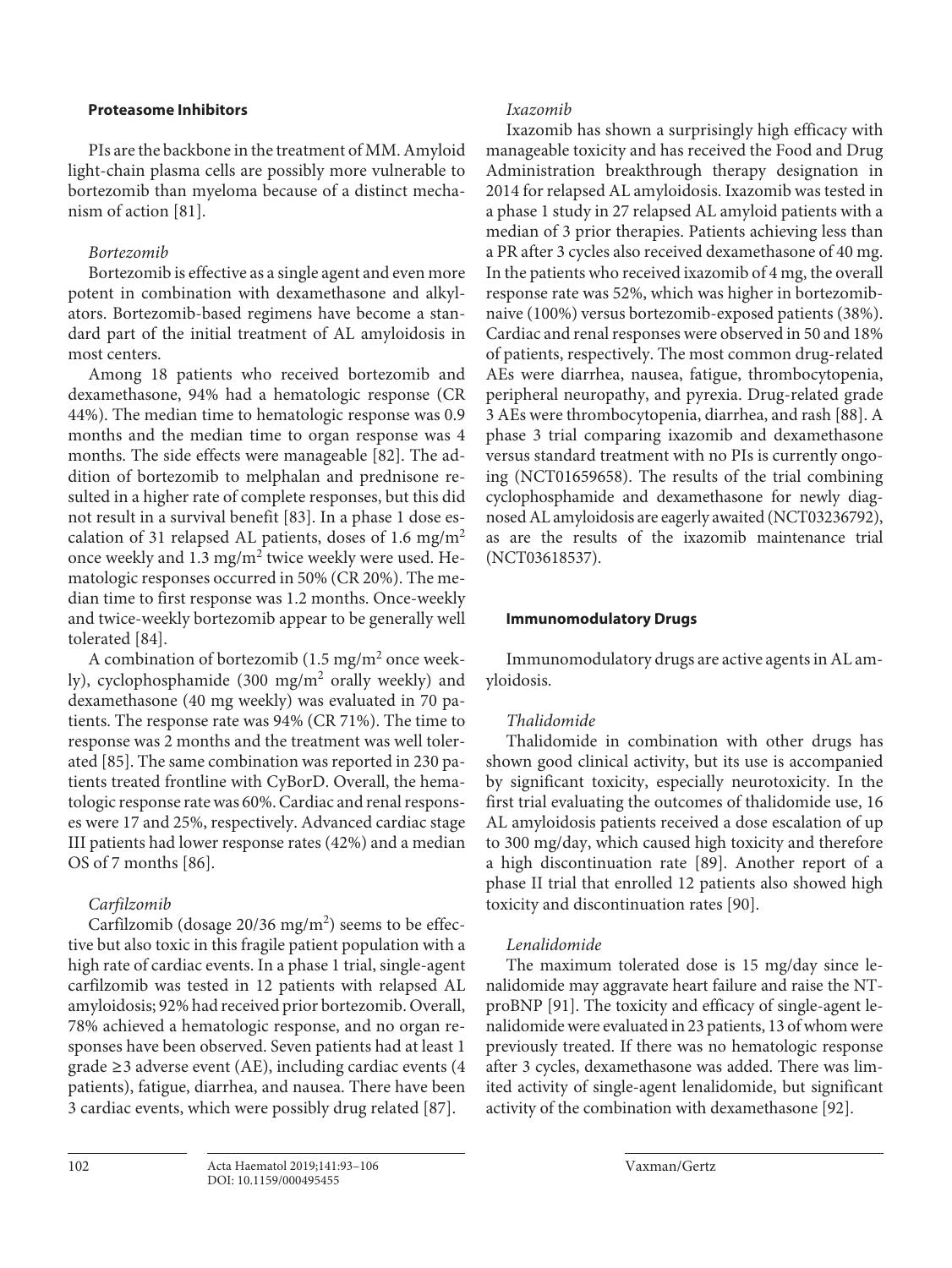### Proteasome Inhibitors

PIs are the backbone in the treatment of MM. Amyloid light-chain plasma cells are possibly more vulnerable to bortezomib than myeloma because of a distinct mechanism of action [81].

#### *Bortezomib*

Bortezomib is effective as a single agent and even more potent in combination with dexamethasone and alkylators. Bortezomib-based regimens have become a standard part of the initial treatment of AL amyloidosis in most centers.

Among 18 patients who received bortezomib and dexamethasone, 94% had a hematologic response (CR 44%). The median time to hematologic response was 0.9 months and the median time to organ response was 4 months. The side effects were manageable [82]. The addition of bortezomib to melphalan and prednisone resulted in a higher rate of complete responses, but this did not result in a survival benefit [83]. In a phase 1 dose escalation of 31 relapsed AL patients, doses of 1.6 $mg/m^2$ once weekly and 1.3 $mg/m^2$ twice weekly were used. Hematologic responses occurred in 50% (CR 20%). The median time to first response was 1.2 months. Once-weekly and twice-weekly bortezomib appear to be generally well tolerated [84].

A combination of bortezomib (1.5 $mg/m^2$ once weekly), cyclophosphamide (300 $mg/m^2$ orally weekly) and dexamethasone (40 mg weekly) was evaluated in 70 patients. The response rate was 94% (CR 71%). The time to response was 2 months and the treatment was well tolerated [85]. The same combination was reported in 230 patients treated frontline with CyBorD. Overall, the hematologic response rate was 60%. Cardiac and renal responses were 17 and 25%, respectively. Advanced cardiac stage III patients had lower response rates (42%) and a median OS of 7 months [86].

#### *Carfilzomib*

Carfilzomib (dosage 20/36 $mg/m^2$) seems to be effective but also toxic in this fragile patient population with a high rate of cardiac events. In a phase 1 trial, single-agent carfilzomib was tested in 12 patients with relapsed AL amyloidosis; 92% had received prior bortezomib. Overall, 78% achieved a hematologic response, and no organ responses have been observed. Seven patients had at least 1 grade ≥3 adverse event (AE), including cardiac events (4 patients), fatigue, diarrhea, and nausea. There have been 3 cardiac events, which were possibly drug related [87].

#### *Ixazomib*

Ixazomib has shown a surprisingly high efficacy with manageable toxicity and has received the Food and Drug Administration breakthrough therapy designation in 2014 for relapsed AL amyloidosis. Ixazomib was tested in a phase 1 study in 27 relapsed AL amyloid patients with a median of 3 prior therapies. Patients achieving less than a PR after 3 cycles also received dexamethasone of 40 mg. In the patients who received ixazomib of 4 mg, the overall response rate was 52%, which was higher in bortezomib-naive (100%) versus bortezomib-exposed patients (38%). Cardiac and renal responses were observed in 50 and 18% of patients, respectively. The most common drug-related AEs were diarrhea, nausea, fatigue, thrombocytopenia, peripheral neuropathy, and pyrexia. Drug-related grade 3 AEs were thrombocytopenia, diarrhea, and rash [88]. A phase 3 trial comparing ixazomib and dexamethasone versus standard treatment with no PIs is currently ongoing (NCT01659658). The results of the trial combining cyclophosphamide and dexamethasone for newly diagnosed AL amyloidosis are eagerly awaited (NCT03236792), as are the results of the ixazomib maintenance trial (NCT03618537).

### Immunomodulatory Drugs

Immunomodulatory drugs are active agents in AL amyloidosis.

#### *Thalidomide*

Thalidomide in combination with other drugs has shown good clinical activity, but its use is accompanied by significant toxicity, especially neurotoxicity. In the first trial evaluating the outcomes of thalidomide use, 16 AL amyloidosis patients received a dose escalation of up to 300 mg/day, which caused high toxicity and therefore a high discontinuation rate [89]. Another report of a phase II trial that enrolled 12 patients also showed high toxicity and discontinuation rates [90].

#### *Lenalidomide*

The maximum tolerated dose is 15 mg/day since lenalidomide may aggravate heart failure and raise the NT-proBNP [91]. The toxicity and efficacy of single-agent lenalidomide were evaluated in 23 patients, 13 of whom were previously treated. If there was no hematologic response after 3 cycles, dexamethasone was added. There was limited activity of single-agent lenalidomide, but significant activity of the combination with dexamethasone [92].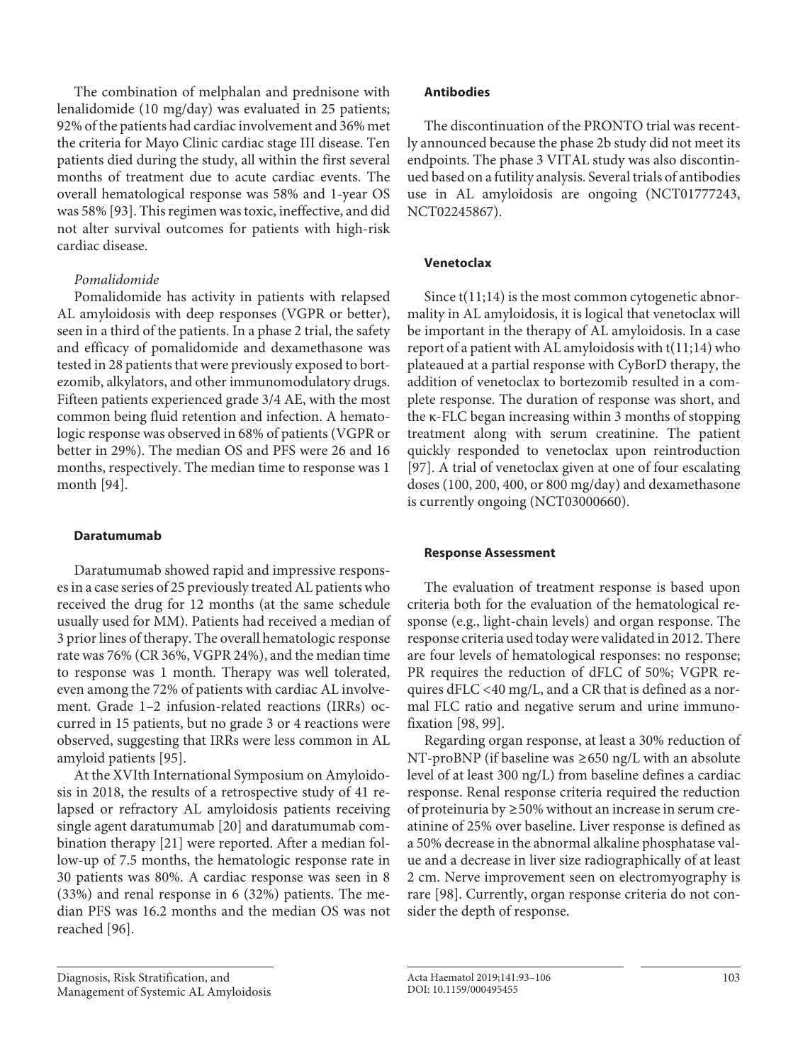The combination of melphalan and prednisone with lenalidomide (10 mg/day) was evaluated in 25 patients; 92% of the patients had cardiac involvement and 36% met the criteria for Mayo Clinic cardiac stage III disease. Ten patients died during the study, all within the first several months of treatment due to acute cardiac events. The overall hematological response was 58% and 1-year OS was 58% [93]. This regimen was toxic, ineffective, and did not alter survival outcomes for patients with high-risk cardiac disease.

*Pomalidomide*

Pomalidomide has activity in patients with relapsed AL amyloidosis with deep responses (VGPR or better), seen in a third of the patients. In a phase 2 trial, the safety and efficacy of pomalidomide and dexamethasone was tested in 28 patients that were previously exposed to bortezomib, alkylators, and other immunomodulatory drugs. Fifteen patients experienced grade 3/4 AE, with the most common being fluid retention and infection. A hematologic response was observed in 68% of patients (VGPR or better in 29%). The median OS and PFS were 26 and 16 months, respectively. The median time to response was 1 month [94].

### Daratumumab

Daratumumab showed rapid and impressive responses in a case series of 25 previously treated AL patients who received the drug for 12 months (at the same schedule usually used for MM). Patients had received a median of 3 prior lines of therapy. The overall hematologic response rate was 76% (CR 36%, VGPR 24%), and the median time to response was 1 month. Therapy was well tolerated, even among the 72% of patients with cardiac AL involvement. Grade 1–2 infusion-related reactions (IRRs) occurred in 15 patients, but no grade 3 or 4 reactions were observed, suggesting that IRRs were less common in AL amyloid patients [95].

At the XVIth International Symposium on Amyloidosis in 2018, the results of a retrospective study of 41 relapsed or refractory AL amyloidosis patients receiving single agent daratumumab [20] and daratumumab combination therapy [21] were reported. After a median follow-up of 7.5 months, the hematologic response rate in 30 patients was 80%. A cardiac response was seen in 8 (33%) and renal response in 6 (32%) patients. The median PFS was 16.2 months and the median OS was not reached [96].

### Antibodies

The discontinuation of the PRONTO trial was recently announced because the phase 2b study did not meet its endpoints. The phase 3 VITAL study was also discontinued based on a futility analysis. Several trials of antibodies use in AL amyloidosis are ongoing (NCT01777243, NCT02245867).

### Venetoclax

Since t(11;14) is the most common cytogenetic abnormality in AL amyloidosis, it is logical that venetoclax will be important in the therapy of AL amyloidosis. In a case report of a patient with AL amyloidosis with t(11;14) who plateaued at a partial response with CyBorD therapy, the addition of venetoclax to bortezomib resulted in a complete response. The duration of response was short, and the κ-FLC began increasing within 3 months of stopping treatment along with serum creatinine. The patient quickly responded to venetoclax upon reintroduction [97]. A trial of venetoclax given at one of four escalating doses (100, 200, 400, or 800 mg/day) and dexamethasone is currently ongoing (NCT03000660).

### Response Assessment

The evaluation of treatment response is based upon criteria both for the evaluation of the hematological response (e.g., light-chain levels) and organ response. The response criteria used today were validated in 2012. There are four levels of hematological responses: no response; PR requires the reduction of dFLC of 50%; VGPR requires dFLC <40 mg/L, and a CR that is defined as a normal FLC ratio and negative serum and urine immunofixation [98, 99].

Regarding organ response, at least a 30% reduction of NT-proBNP (if baseline was ≥650 ng/L with an absolute level of at least 300 ng/L) from baseline defines a cardiac response. Renal response criteria required the reduction of proteinuria by ≥50% without an increase in serum creatinine of 25% over baseline. Liver response is defined as a 50% decrease in the abnormal alkaline phosphatase value and a decrease in liver size radiographically of at least 2 cm. Nerve improvement seen on electromyography is rare [98]. Currently, organ response criteria do not consider the depth of response.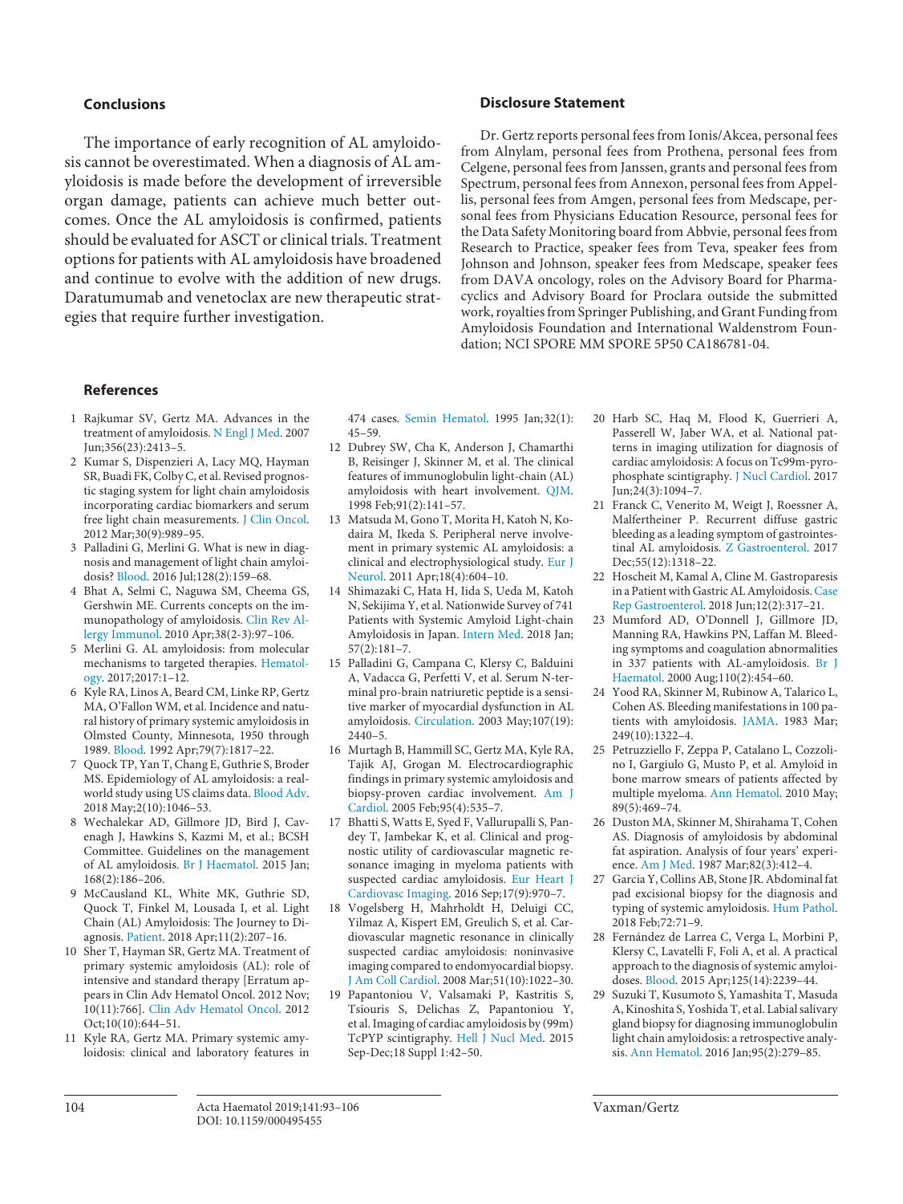## Conclusions

The importance of early recognition of AL amyloidosis cannot be overestimated. When a diagnosis of AL amyloidosis is made before the development of irreversible organ damage, patients can achieve much better outcomes. Once the AL amyloidosis is confirmed, patients should be evaluated for ASCT or clinical trials. Treatment options for patients with AL amyloidosis have broadened and continue to evolve with the addition of new drugs. Daratumumab and venetoclax are new therapeutic strategies that require further investigation.

## Disclosure Statement

Dr. Gertz reports personal fees from Ionis/Akcea, personal fees from Alnylam, personal fees from Prothena, personal fees from Celgene, personal fees from Janssen, grants and personal fees from Spectrum, personal fees from Annexon, personal fees from Appellis, personal fees from Amgen, personal fees from Medscape, personal fees from Physicians Education Resource, personal fees for the Data Safety Monitoring board from Abbvie, personal fees from Research to Practice, speaker fees from Teva, speaker fees from Johnson and Johnson, speaker fees from Medscape, speaker fees from DAVA oncology, roles on the Advisory Board for Pharmacyclics and Advisory Board for Proclara outside the submitted work, royalties from Springer Publishing, and Grant Funding from Amyloidosis Foundation and International Waldenstrom Foundation; NCI SPORE MM SPORE 5P50 CA186781-04.

## References

1. Rajkumar SV, Gertz MA. Advances in the treatment of amyloidosis. N Engl J Med. 2007 Jun;356(23):2413–5.
2. Kumar S, Dispenzieri A, Lacy MQ, Hayman SR, Buadi FK, Colby C, et al. Revised prognostic staging system for light chain amyloidosis incorporating cardiac biomarkers and serum free light chain measurements. J Clin Oncol. 2012 Mar;30(9):989–95.
3. Palladini G, Merlini G. What is new in diagnosis and management of light chain amyloidosis? Blood. 2016 Jul;128(2):159–68.
4. Bhat A, Selmi C, Naguwa SM, Cheema GS, Gershwin ME. Currents concepts on the immunopathology of amyloidosis. Clin Rev Allergy Immunol. 2010 Apr;38(2-3):97–106.
5. Merlini G. AL amyloidosis: from molecular mechanisms to targeted therapies. Hematology. 2017;2017:1–12.
6. Kyle RA, Linos A, Beard CM, Linke RP, Gertz MA, O'Fallon WM, et al. Incidence and natural history of primary systemic amyloidosis in Olmsted County, Minnesota, 1950 through 1989. Blood. 1992 Apr;79(7):1817–22.
7. Quock TP, Yan T, Chang E, Guthrie S, Broder MS. Epidemiology of AL amyloidosis: a real-world study using US claims data. Blood Adv. 2018 May;2(10):1046–53.
8. Wechalekar AD, Gillmore JD, Bird J, Cavenagh J, Hawkins S, Kazmi M, et al.; BCSH Committee. Guidelines on the management of AL amyloidosis. Br J Haematol. 2015 Jan;168(2):186–206.
9. McCausland KL, White MK, Guthrie SD, Quock T, Finkel M, Lousada I, et al. Light Chain (AL) Amyloidosis: The Journey to Diagnosis. Patient. 2018 Apr;11(2):207–16.
10. Sher T, Hayman SR, Gertz MA. Treatment of primary systemic amyloidosis (AL): role of intensive and standard therapy [Erratum appears in Clin Adv Hematol Oncol. 2012 Nov;10(11):766]. Clin Adv Hematol Oncol. 2012 Oct;10(10):644–51.
11. Kyle RA, Gertz MA. Primary systemic amyloidosis: clinical and laboratory features in 474 cases. Semin Hematol. 1995 Jan;32(1):45–59.
12. Dubrey SW, Cha K, Anderson J, Chamarthi B, Reisinger J, Skinner M, et al. The clinical features of immunoglobulin light-chain (AL) amyloidosis with heart involvement. QJM. 1998 Feb;91(2):141–57.
13. Matsuda M, Gono T, Morita H, Katoh N, Kodaira M, Ikeda S. Peripheral nerve involvement in primary systemic AL amyloidosis: a clinical and electrophysiological study. Eur J Neurol. 2011 Apr;18(4):604–10.
14. Shimazaki C, Hata H, Iida S, Ueda M, Katoh N, Sekijima Y, et al. Nationwide Survey of 741 Patients with Systemic Amyloid Light-chain Amyloidosis in Japan. Intern Med. 2018 Jan;57(2):181–7.
15. Palladini G, Campana C, Klersy C, Balduini A, Vadacca G, Perfetti V, et al. Serum N-terminal pro-brain natriuretic peptide is a sensitive marker of myocardial dysfunction in AL amyloidosis. Circulation. 2003 May;107(19):2440–5.
16. Murtagh B, Hammill SC, Gertz MA, Kyle RA, Tajik AJ, Grogan M. Electrocardiographic findings in primary systemic amyloidosis and biopsy-proven cardiac involvement. Am J Cardiol. 2005 Feb;95(4):535–7.
17. Bhatti S, Watts E, Syed F, Vallurupalli S, Pandey T, Jambekar K, et al. Clinical and prognostic utility of cardiovascular magnetic resonance imaging in myeloma patients with suspected cardiac amyloidosis. Eur Heart J Cardiovasc Imaging. 2016 Sep;17(9):970–7.
18. Vogelsberg H, Mahrholdt H, Deluigi CC, Yilmaz A, Kispert EM, Greulich S, et al. Cardiovascular magnetic resonance in clinically suspected cardiac amyloidosis: noninvasive imaging compared to endomyocardial biopsy. J Am Coll Cardiol. 2008 Mar;51(10):1022–30.
19. Papantoniou V, Valsamaki P, Kastritis S, Tsiouris S, Delichas Z, Papantoniou Y, et al. Imaging of cardiac amyloidosis by (99m)TcPYP scintigraphy. Hell J Nucl Med. 2015 Sep-Dec;18 Suppl 1:42–50.
20. Harb SC, Haq M, Flood K, Guerrieri A, Passerell W, Jaber WA, et al. National patterns in imaging utilization for diagnosis of cardiac amyloidosis: A focus on Tc99m-pyrophosphate scintigraphy. J Nucl Cardiol. 2017 Jun;24(3):1094–7.
21. Franck C, Venerito M, Weigt J, Roessner A, Malfertheiner P. Recurrent diffuse gastric bleeding as a leading symptom of gastrointestinal AL amyloidosis. Z Gastroenterol. 2017 Dec;55(12):1318–22.
22. Hoscheit M, Kamal A, Cline M. Gastroparesis in a Patient with Gastric AL Amyloidosis. Case Rep Gastroenterol. 2018 Jun;12(2):317–21.
23. Mumford AD, O'Donnell J, Gillmore JD, Manning RA, Hawkins PN, Laffan M. Bleeding symptoms and coagulation abnormalities in 337 patients with AL-amyloidosis. Br J Haematol. 2000 Aug;110(2):454–60.
24. Yood RA, Skinner M, Rubinow A, Talarico L, Cohen AS. Bleeding manifestations in 100 patients with amyloidosis. JAMA. 1983 Mar;249(10):1322–4.
25. Petruzziello F, Zeppa P, Catalano L, Cozzolino I, Gargiulo G, Musto P, et al. Amyloid in bone marrow smears of patients affected by multiple myeloma. Ann Hematol. 2010 May;89(5):469–74.
26. Duston MA, Skinner M, Shirahama T, Cohen AS. Diagnosis of amyloidosis by abdominal fat aspiration. Analysis of four years' experience. Am J Med. 1987 Mar;82(3):412–4.
27. Garcia Y, Collins AB, Stone JR. Abdominal fat pad excisional biopsy for the diagnosis and typing of systemic amyloidosis. Hum Pathol. 2018 Feb;72:71–9.
28. Fernández de Larrea C, Verga L, Morbini P, Klersy C, Lavatelli F, Foli A, et al. A practical approach to the diagnosis of systemic amyloidoses. Blood. 2015 Apr;125(14):2239–44.
29. Suzuki T, Kusumoto S, Yamashita T, Masuda A, Kinoshita S, Yoshida T, et al. Labial salivary gland biopsy for diagnosing immunoglobulin light chain amyloidosis: a retrospective analysis. Ann Hematol. 2016 Jan;95(2):279–85.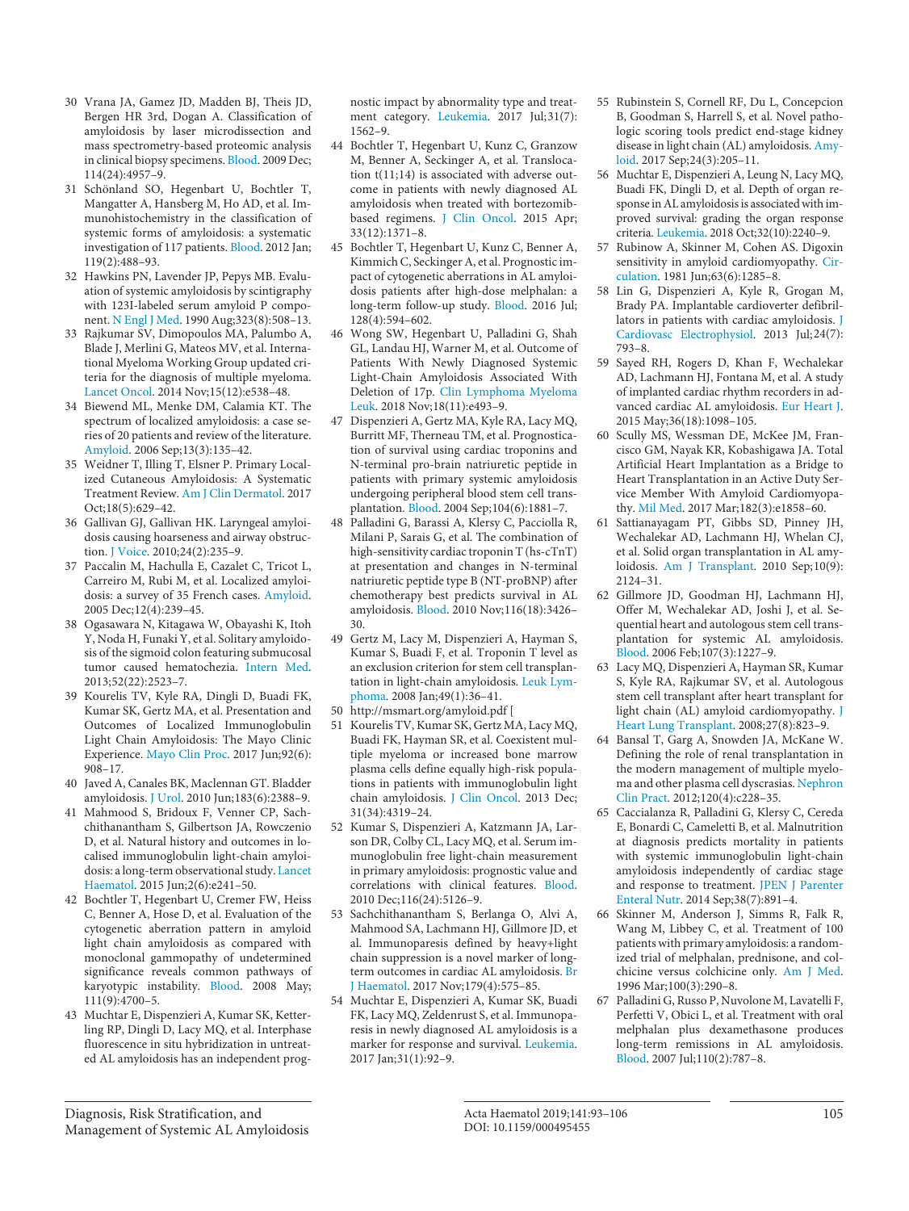30 Vrana JA, Gamez JD, Madden BJ, Theis JD, Bergen HR 3rd, Dogan A. Classification of amyloidosis by laser microdissection and mass spectrometry-based proteomic analysis in clinical biopsy specimens. Blood. 2009 Dec; 114(24):4957–9.

31 Schönland SO, Hegenbart U, Bochtler T, Mangatter A, Hansberg M, Ho AD, et al. Immunohistochemistry in the classification of systemic forms of amyloidosis: a systematic investigation of 117 patients. Blood. 2012 Jan; 119(2):488–93.

32 Hawkins PN, Lavender JP, Pepys MB. Evaluation of systemic amyloidosis by scintigraphy with 123I-labeled serum amyloid P component. N Engl J Med. 1990 Aug;323(8):508–13.

33 Rajkumar SV, Dimopoulos MA, Palumbo A, Blade J, Merlini G, Mateos MV, et al. International Myeloma Working Group updated criteria for the diagnosis of multiple myeloma. Lancet Oncol. 2014 Nov;15(12):e538–48.

34 Biewend ML, Menke DM, Calamia KT. The spectrum of localized amyloidosis: a case series of 20 patients and review of the literature. Amyloid. 2006 Sep;13(3):135–42.

35 Weidner T, Illing T, Elsner P. Primary Localized Cutaneous Amyloidosis: A Systematic Treatment Review. Am J Clin Dermatol. 2017 Oct;18(5):629–42.

36 Gallivan GJ, Gallivan HK. Laryngeal amyloidosis causing hoarseness and airway obstruction. J Voice. 2010;24(2):235–9.

37 Paccalin M, Hachulla E, Cazalet C, Tricot L, Carreiro M, Rubi M, et al. Localized amyloidosis: a survey of 35 French cases. Amyloid. 2005 Dec;12(4):239–45.

38 Ogasawara N, Kitagawa W, Obayashi K, Itoh Y, Noda H, Funaki Y, et al. Solitary amyloidosis of the sigmoid colon featuring submucosal tumor caused hematochezia. Intern Med. 2013;52(22):2523–7.

39 Kourelis TV, Kyle RA, Dingli D, Buadi FK, Kumar SK, Gertz MA, et al. Presentation and Outcomes of Localized Immunoglobulin Light Chain Amyloidosis: The Mayo Clinic Experience. Mayo Clin Proc. 2017 Jun;92(6): 908–17.

40 Javed A, Canales BK, Maclennan GT. Bladder amyloidosis. J Urol. 2010 Jun;183(6):2388–9.

41 Mahmood S, Bridoux F, Venner CP, Sachchithanantham S, Gilbertson JA, Rowczenio D, et al. Natural history and outcomes in localised immunoglobulin light-chain amyloidosis: a long-term observational study. Lancet Haematol. 2015 Jun;2(6):e241–50.

42 Bochtler T, Hegenbart U, Cremer FW, Heiss C, Benner A, Hose D, et al. Evaluation of the cytogenetic aberration pattern in amyloid light chain amyloidosis as compared with monoclonal gammopathy of undetermined significance reveals common pathways of karyotypic instability. Blood. 2008 May; 111(9):4700–5.

43 Muchtar E, Dispenzieri A, Kumar SK, Ketterling RP, Dingli D, Lacy MQ, et al. Interphase fluorescence in situ hybridization in untreated AL amyloidosis has an independent prognostic impact by abnormality type and treatment category. Leukemia. 2017 Jul;31(7): 1562–9.

44 Bochtler T, Hegenbart U, Kunz C, Granzow M, Benner A, Seckinger A, et al. Translocation t(11;14) is associated with adverse outcome in patients with newly diagnosed AL amyloidosis when treated with bortezomib-based regimens. J Clin Oncol. 2015 Apr; 33(12):1371–8.

45 Bochtler T, Hegenbart U, Kunz C, Benner A, Kimmich C, Seckinger A, et al. Prognostic impact of cytogenetic aberrations in AL amyloidosis patients after high-dose melphalan: a long-term follow-up study. Blood. 2016 Jul; 128(4):594–602.

46 Wong SW, Hegenbart U, Palladini G, Shah GL, Landau HJ, Warner M, et al. Outcome of Patients With Newly Diagnosed Systemic Light-Chain Amyloidosis Associated With Deletion of 17p. Clin Lymphoma Myeloma Leuk. 2018 Nov;18(11):e493–9.

47 Dispenzieri A, Gertz MA, Kyle RA, Lacy MQ, Burritt MF, Therneau TM, et al. Prognostication of survival using cardiac troponins and N-terminal pro-brain natriuretic peptide in patients with primary systemic amyloidosis undergoing peripheral blood stem cell transplantation. Blood. 2004 Sep;104(6):1881–7.

48 Palladini G, Barassi A, Klersy C, Pacciolla R, Milani P, Sarais G, et al. The combination of high-sensitivity cardiac troponin T (hs-cTnT) at presentation and changes in N-terminal natriuretic peptide type B (NT-proBNP) after chemotherapy best predicts survival in AL amyloidosis. Blood. 2010 Nov;116(18):3426–30.

49 Gertz M, Lacy M, Dispenzieri A, Hayman S, Kumar S, Buadi F, et al. Troponin T level as an exclusion criterion for stem cell transplantation in light-chain amyloidosis. Leuk Lymphoma. 2008 Jan;49(1):36–41.

50 http://msmart.org/amyloid.pdf [

51 Kourelis TV, Kumar SK, Gertz MA, Lacy MQ, Buadi FK, Hayman SR, et al. Coexistent multiple myeloma or increased bone marrow plasma cells define equally high-risk populations in patients with immunoglobulin light chain amyloidosis. J Clin Oncol. 2013 Dec; 31(34):4319–24.

52 Kumar S, Dispenzieri A, Katzmann JA, Larson DR, Colby CL, Lacy MQ, et al. Serum immunoglobulin free light-chain measurement in primary amyloidosis: prognostic value and correlations with clinical features. Blood. 2010 Dec;116(24):5126–9.

53 Sachchithanantham S, Berlanga O, Alvi A, Mahmood SA, Lachmann HJ, Gillmore JD, et al. Immunoparesis defined by heavy+light chain suppression is a novel marker of long-term outcomes in cardiac AL amyloidosis. Br J Haematol. 2017 Nov;179(4):575–85.

54 Muchtar E, Dispenzieri A, Kumar SK, Buadi FK, Lacy MQ, Zeldenrust S, et al. Immunoparesis in newly diagnosed AL amyloidosis is a marker for response and survival. Leukemia. 2017 Jan;31(1):92–9.

55 Rubinstein S, Cornell RF, Du L, Concepcion B, Goodman S, Harrell S, et al. Novel pathologic scoring tools predict end-stage kidney disease in light chain (AL) amyloidosis. Amyloid. 2017 Sep;24(3):205–11.

56 Muchtar E, Dispenzieri A, Leung N, Lacy MQ, Buadi FK, Dingli D, et al. Depth of organ response in AL amyloidosis is associated with improved survival: grading the organ response criteria. Leukemia. 2018 Oct;32(10):2240–9.

57 Rubinow A, Skinner M, Cohen AS. Digoxin sensitivity in amyloid cardiomyopathy. Circulation. 1981 Jun;63(6):1285–8.

58 Lin G, Dispenzieri A, Kyle R, Grogan M, Brady PA. Implantable cardioverter defibrillators in patients with cardiac amyloidosis. J Cardiovasc Electrophysiol. 2013 Jul;24(7): 793–8.

59 Sayed RH, Rogers D, Khan F, Wechalekar AD, Lachmann HJ, Fontana M, et al. A study of implanted cardiac rhythm recorders in advanced cardiac AL amyloidosis. Eur Heart J. 2015 May;36(18):1098–105.

60 Scully MS, Wessman DE, McKee JM, Francisco GM, Nayak KR, Kobashigawa JA. Total Artificial Heart Implantation as a Bridge to Heart Transplantation in an Active Duty Service Member With Amyloid Cardiomyopathy. Mil Med. 2017 Mar;182(3):e1858–60.

61 Sattianayagam PT, Gibbs SD, Pinney JH, Wechalekar AD, Lachmann HJ, Whelan CJ, et al. Solid organ transplantation in AL amyloidosis. Am J Transplant. 2010 Sep;10(9): 2124–31.

62 Gillmore JD, Goodman HJ, Lachmann HJ, Offer M, Wechalekar AD, Joshi J, et al. Sequential heart and autologous stem cell transplantation for systemic AL amyloidosis. Blood. 2006 Feb;107(3):1227–9.

63 Lacy MQ, Dispenzieri A, Hayman SR, Kumar S, Kyle RA, Rajkumar SV, et al. Autologous stem cell transplant after heart transplant for light chain (AL) amyloid cardiomyopathy. J Heart Lung Transplant. 2008;27(8):823–9.

64 Bansal T, Garg A, Snowden JA, McKane W. Defining the role of renal transplantation in the modern management of multiple myeloma and other plasma cell dyscrasias. Nephron Clin Pract. 2012;120(4):c228–35.

65 Caccialanza R, Palladini G, Klersy C, Cereda E, Bonardi C, Cameletti B, et al. Malnutrition at diagnosis predicts mortality in patients with systemic immunoglobulin light-chain amyloidosis independently of cardiac stage and response to treatment. JPEN J Parenter Enteral Nutr. 2014 Sep;38(7):891–4.

66 Skinner M, Anderson J, Simms R, Falk R, Wang M, Libbey C, et al. Treatment of 100 patients with primary amyloidosis: a randomized trial of melphalan, prednisone, and colchicine versus colchicine only. Am J Med. 1996 Mar;100(3):290–8.

67 Palladini G, Russo P, Nuvolone M, Lavatelli F, Perfetti V, Obici L, et al. Treatment with oral melphalan plus dexamethasone produces long-term remissions in AL amyloidosis. Blood. 2007 Jul;110(2):787–8.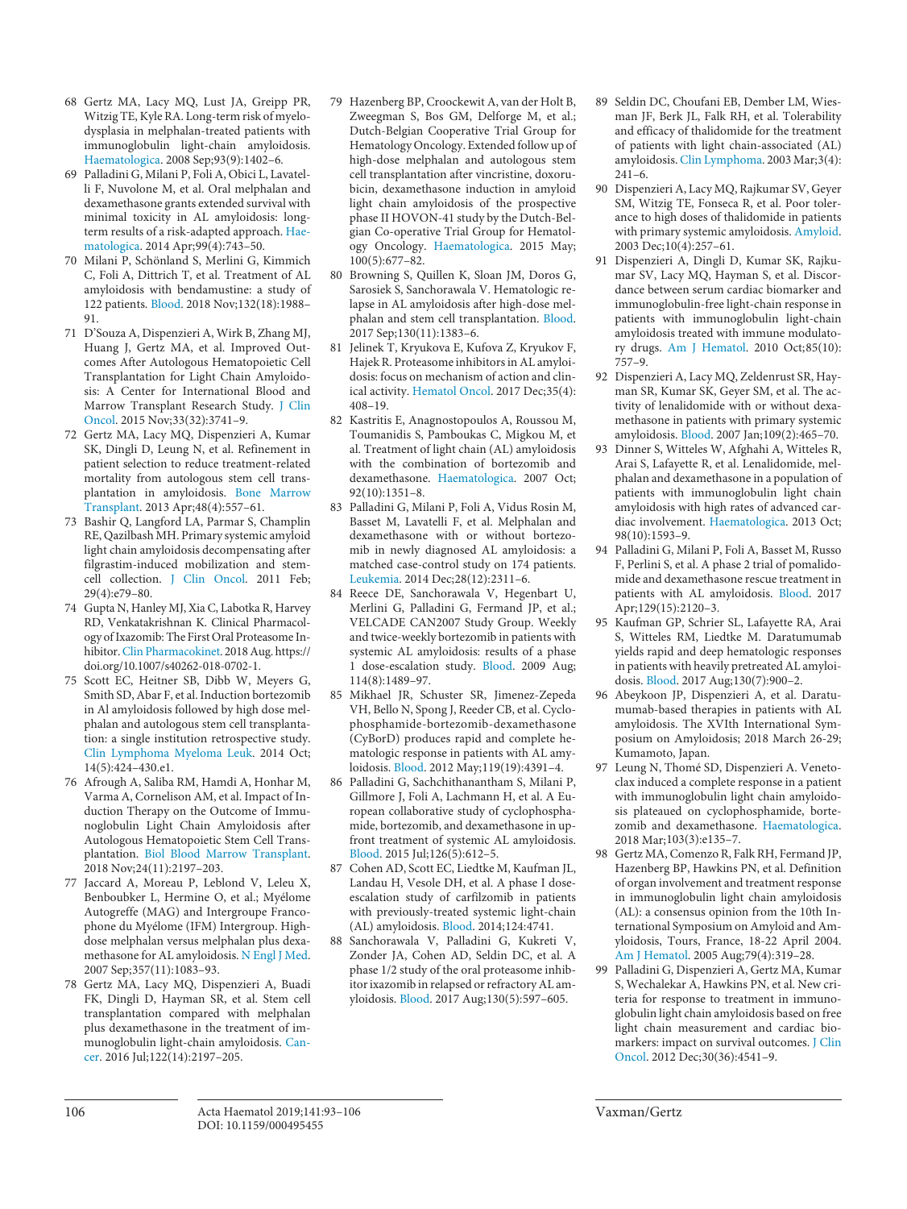68 Gertz MA, Lacy MQ, Lust JA, Greipp PR, Witzig TE, Kyle RA. Long-term risk of myelodysplasia in melphalan-treated patients with immunoglobulin light-chain amyloidosis. Haematologica. 2008 Sep;93(9):1402–6.

69 Palladini G, Milani P, Foli A, Obici L, Lavatelli F, Nuvolone M, et al. Oral melphalan and dexamethasone grants extended survival with minimal toxicity in AL amyloidosis: long-term results of a risk-adapted approach. Haematologica. 2014 Apr;99(4):743–50.

70 Milani P, Schönland S, Merlini G, Kimmich C, Foli A, Dittrich T, et al. Treatment of AL amyloidosis with bendamustine: a study of 122 patients. Blood. 2018 Nov;132(18):1988–91.

71 D'Souza A, Dispenzieri A, Wirk B, Zhang MJ, Huang J, Gertz MA, et al. Improved Outcomes After Autologous Hematopoietic Cell Transplantation for Light Chain Amyloidosis: A Center for International Blood and Marrow Transplant Research Study. J Clin Oncol. 2015 Nov;33(32):3741–9.

72 Gertz MA, Lacy MQ, Dispenzieri A, Kumar SK, Dingli D, Leung N, et al. Refinement in patient selection to reduce treatment-related mortality from autologous stem cell transplantation in amyloidosis. Bone Marrow Transplant. 2013 Apr;48(4):557–61.

73 Bashir Q, Langford LA, Parmar S, Champlin RE, Qazilbash MH. Primary systemic amyloid light chain amyloidosis decompensating after filgrastim-induced mobilization and stem-cell collection. J Clin Oncol. 2011 Feb; 29(4):e79–80.

74 Gupta N, Hanley MJ, Xia C, Labotka R, Harvey RD, Venkatakrishnan K. Clinical Pharmacology of Ixazomib: The First Oral Proteasome Inhibitor. Clin Pharmacokinet. 2018 Aug. https://doi.org/10.1007/s40262-018-0702-1.

75 Scott EC, Heitner SB, Dibb W, Meyers G, Smith SD, Abar F, et al. Induction bortezomib in Al amyloidosis followed by high dose melphalan and autologous stem cell transplantation: a single institution retrospective study. Clin Lymphoma Myeloma Leuk. 2014 Oct; 14(5):424–430.e1.

76 Afrough A, Saliba RM, Hamdi A, Honhar M, Varma A, Cornelison AM, et al. Impact of Induction Therapy on the Outcome of Immunoglobulin Light Chain Amyloidosis after Autologous Hematopoietic Stem Cell Transplantation. Biol Blood Marrow Transplant. 2018 Nov;24(11):2197–203.

77 Jaccard A, Moreau P, Leblond V, Leleu X, Benboubker L, Hermine O, et al.; Myélome Autogreffe (MAG) and Intergroupe Francophone du Myélome (IFM) Intergroup. High-dose melphalan versus melphalan plus dexamethasone for AL amyloidosis. N Engl J Med. 2007 Sep;357(11):1083–93.

78 Gertz MA, Lacy MQ, Dispenzieri A, Buadi FK, Dingli D, Hayman SR, et al. Stem cell transplantation compared with melphalan plus dexamethasone in the treatment of immunoglobulin light-chain amyloidosis. Cancer. 2016 Jul;122(14):2197–205.

79 Hazenberg BP, Croockewit A, van der Holt B, Zweegman S, Bos GM, Delforge M, et al.; Dutch-Belgian Cooperative Trial Group for Hematology Oncology. Extended follow up of high-dose melphalan and autologous stem cell transplantation after vincristine, doxorubicin, dexamethasone induction in amyloid light chain amyloidosis of the prospective phase II HOVON-41 study by the Dutch-Belgian Co-operative Trial Group for Hematology Oncology. Haematologica. 2015 May; 100(5):677–82.

80 Browning S, Quillen K, Sloan JM, Doros G, Sarosiek S, Sanchorawala V. Hematologic relapse in AL amyloidosis after high-dose melphalan and stem cell transplantation. Blood. 2017 Sep;130(11):1383–6.

81 Jelinek T, Kryukova E, Kufova Z, Kryukov F, Hajek R. Proteasome inhibitors in AL amyloidosis: focus on mechanism of action and clinical activity. Hematol Oncol. 2017 Dec;35(4): 408–19.

82 Kastritis E, Anagnostopoulos A, Roussou M, Toumanidis S, Pamboukas C, Migkou M, et al. Treatment of light chain (AL) amyloidosis with the combination of bortezomib and dexamethasone. Haematologica. 2007 Oct; 92(10):1351–8.

83 Palladini G, Milani P, Foli A, Vidus Rosin M, Basset M, Lavatelli F, et al. Melphalan and dexamethasone with or without bortezomib in newly diagnosed AL amyloidosis: a matched case-control study on 174 patients. Leukemia. 2014 Dec;28(12):2311–6.

84 Reece DE, Sanchorawala V, Hegenbart U, Merlini G, Palladini G, Fermand JP, et al.; VELCADE CAN2007 Study Group. Weekly and twice-weekly bortezomib in patients with systemic AL amyloidosis: results of a phase 1 dose-escalation study. Blood. 2009 Aug; 114(8):1489–97.

85 Mikhael JR, Schuster SR, Jimenez-Zepeda VH, Bello N, Spong J, Reeder CB, et al. Cyclophosphamide-bortezomib-dexamethasone (CyBorD) produces rapid and complete hematologic response in patients with AL amyloidosis. Blood. 2012 May;119(19):4391–4.

86 Palladini G, Sachchithanantham S, Milani P, Gillmore J, Foli A, Lachmann H, et al. A European collaborative study of cyclophosphamide, bortezomib, and dexamethasone in upfront treatment of systemic AL amyloidosis. Blood. 2015 Jul;126(5):612–5.

87 Cohen AD, Scott EC, Liedtke M, Kaufman JL, Landau H, Vesole DH, et al. A phase I dose-escalation study of carfilzomib in patients with previously-treated systemic light-chain (AL) amyloidosis. Blood. 2014;124:4741.

88 Sanchorawala V, Palladini G, Kukreti V, Zonder JA, Cohen AD, Seldin DC, et al. A phase 1/2 study of the oral proteasome inhibitor ixazomib in relapsed or refractory AL amyloidosis. Blood. 2017 Aug;130(5):597–605.

89 Seldin DC, Choufani EB, Dember LM, Wiesman JF, Berk JL, Falk RH, et al. Tolerability and efficacy of thalidomide for the treatment of patients with light chain-associated (AL) amyloidosis. Clin Lymphoma. 2003 Mar;3(4): 241–6.

90 Dispenzieri A, Lacy MQ, Rajkumar SV, Geyer SM, Witzig TE, Fonseca R, et al. Poor tolerance to high doses of thalidomide in patients with primary systemic amyloidosis. Amyloid. 2003 Dec;10(4):257–61.

91 Dispenzieri A, Dingli D, Kumar SK, Rajkumar SV, Lacy MQ, Hayman S, et al. Discordance between serum cardiac biomarker and immunoglobulin-free light-chain response in patients with immunoglobulin light-chain amyloidosis treated with immune modulatory drugs. Am J Hematol. 2010 Oct;85(10): 757–9.

92 Dispenzieri A, Lacy MQ, Zeldenrust SR, Hayman SR, Kumar SK, Geyer SM, et al. The activity of lenalidomide with or without dexamethasone in patients with primary systemic amyloidosis. Blood. 2007 Jan;109(2):465–70.

93 Dinner S, Witteles W, Afghahi A, Witteles R, Arai S, Lafayette R, et al. Lenalidomide, melphalan and dexamethasone in a population of patients with immunoglobulin light chain amyloidosis with high rates of advanced cardiac involvement. Haematologica. 2013 Oct; 98(10):1593–9.

94 Palladini G, Milani P, Foli A, Basset M, Russo F, Perlini S, et al. A phase 2 trial of pomalidomide and dexamethasone rescue treatment in patients with AL amyloidosis. Blood. 2017 Apr;129(15):2120–3.

95 Kaufman GP, Schrier SL, Lafayette RA, Arai S, Witteles RM, Liedtke M. Daratumumab yields rapid and deep hematologic responses in patients with heavily pretreated AL amyloidosis. Blood. 2017 Aug;130(7):900–2.

96 Abeykoon JP, Dispenzieri A, et al. Daratumumab-based therapies in patients with AL amyloidosis. The XVIth International Symposium on Amyloidosis; 2018 March 26-29; Kumamoto, Japan.

97 Leung N, Thomé SD, Dispenzieri A. Venetoclax induced a complete response in a patient with immunoglobulin light chain amyloidosis plateaued on cyclophosphamide, bortezomib and dexamethasone. Haematologica. 2018 Mar;103(3):e135–7.

98 Gertz MA, Comenzo R, Falk RH, Fermand JP, Hazenberg BP, Hawkins PN, et al. Definition of organ involvement and treatment response in immunoglobulin light chain amyloidosis (AL): a consensus opinion from the 10th International Symposium on Amyloid and Amyloidosis, Tours, France, 18-22 April 2004. Am J Hematol. 2005 Aug;79(4):319–28.

99 Palladini G, Dispenzieri A, Gertz MA, Kumar S, Wechalekar A, Hawkins PN, et al. New criteria for response to treatment in immunoglobulin light chain amyloidosis based on free light chain measurement and cardiac biomarkers: impact on survival outcomes. J Clin Oncol. 2012 Dec;30(36):4541–9.